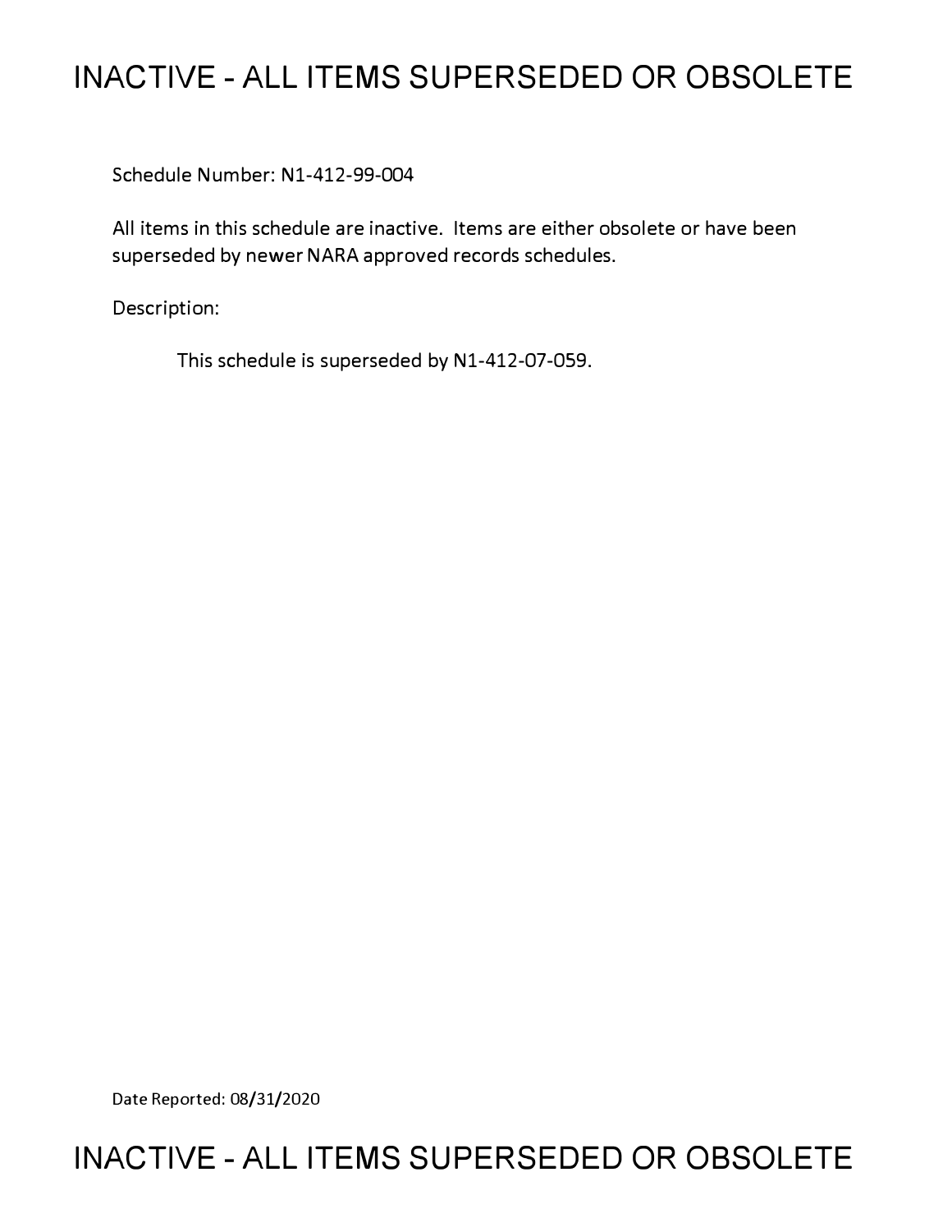# INACTIVE - ALL ITEMS SUPERSEDED OR OBSOLETE

Schedule Number: N1-412-99-004

All items in this schedule are inactive. Items are either obsolete or have been superseded by newer NARA approved records schedules.

Description:

This schedule is superseded by N1-412-07-059.

Date Reported: 08/31/2020

# INACTIVE - ALL ITEMS SUPERSEDED OR OBSOLETE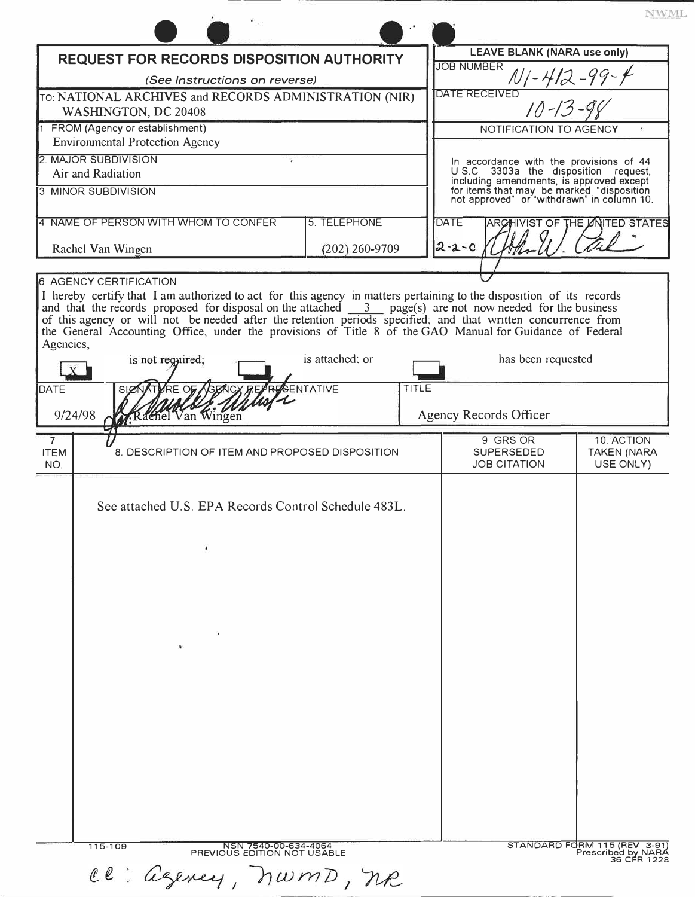# REQUEST FOR RECORDS DISPOSITION AUTHORITY

*(See Instructions on reverse)*

| | |
|---|---|
| TO: NATIONAL ARCHIVES and RECORDS ADMINISTRATION (NIR) WASHINGTON, DC 20408 | **LEAVE BLANK (NARA use only)** |
| | JOB NUMBER: N1-412-99-4 |
| | DATE RECEIVED: 10-13-98 |
| 1. FROM (Agency or establishment): Environmental Protection Agency | NOTIFICATION TO AGENCY |
| 2. MAJOR SUBDIVISION: Air and Radiation | In accordance with the provisions of 44 U.S.C. 3303a the disposition request, including amendments, is approved except for items that may be marked "disposition not approved" or "withdrawn" in column 10. |
| 3. MINOR SUBDIVISION: | |
| 4. NAME OF PERSON WITH WHOM TO CONFER: Rachel Van Wingen — 5. TELEPHONE: (202) 260-9709 | DATE: 2-2-0 — ARCHIVIST OF THE UNITED STATES: [signature] |

**6. AGENCY CERTIFICATION**

I hereby certify that I am authorized to act for this agency in matters pertaining to the disposition of its records and that the records proposed for disposal on the attached 3 page(s) are not now needed for the business of this agency or will not be needed after the retention periods specified; and that written concurrence from the General Accounting Office, under the provisions of Title 8 of the GAO Manual for Guidance of Federal Agencies,

[X] is not required; [ ] is attached; or [ ] has been requested

| DATE | SIGNATURE OF AGENCY REPRESENTATIVE | TITLE |
|---|---|---|
| 9/24/98 | [signature] for Rachel Van Wingen | Agency Records Officer |

| 7. ITEM NO. | 8. DESCRIPTION OF ITEM AND PROPOSED DISPOSITION | 9. GRS OR SUPERSEDED JOB CITATION | 10. ACTION TAKEN (NARA USE ONLY) |
|---|---|---|---|
| | See attached U.S. EPA Records Control Schedule 483L. | | |

115-109 NSN 7540-00-634-4064 PREVIOUS EDITION NOT USABLE

STANDARD FORM 115 (REV. 3-91) Prescribed by NARA 36 CFR 1228

cc: agency, NWMD, NR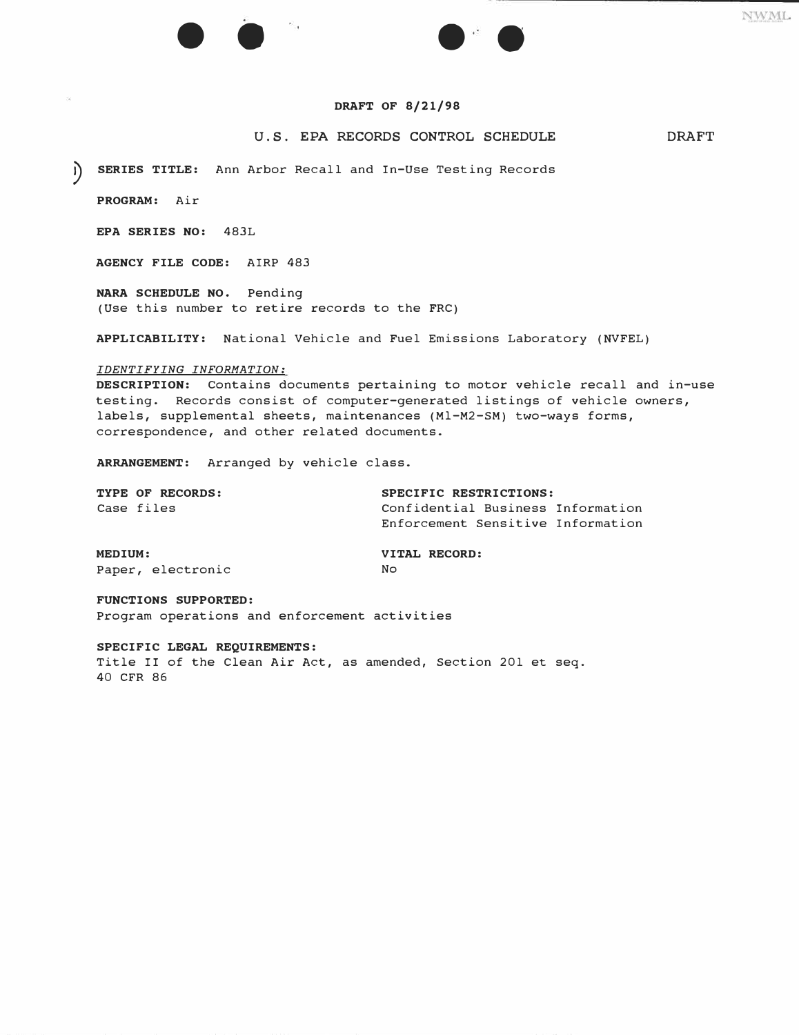**DRAFT OF 8/21/98**

U.S. EPA RECORDS CONTROL SCHEDULE DRAFT

**SERIES TITLE:** Ann Arbor Recall and In-Use Testing Records

**PROGRAM:** Air

**EPA SERIES NO:** 483L

**AGENCY FILE CODE:** AIRP 483

**NARA SCHEDULE NO.** Pending
(Use this number to retire records to the FRC)

**APPLICABILITY:** National Vehicle and Fuel Emissions Laboratory (NVFEL)

*IDENTIFYING INFORMATION:*

**DESCRIPTION:** Contains documents pertaining to motor vehicle recall and in-use testing. Records consist of computer-generated listings of vehicle owners, labels, supplemental sheets, maintenances (M1-M2-SM) two-ways forms, correspondence, and other related documents.

**ARRANGEMENT:** Arranged by vehicle class.

**TYPE OF RECORDS:**
Case files

**SPECIFIC RESTRICTIONS:**
Confidential Business Information
Enforcement Sensitive Information

**MEDIUM:**
Paper, electronic

**VITAL RECORD:**
No

**FUNCTIONS SUPPORTED:**
Program operations and enforcement activities

**SPECIFIC LEGAL REQUIREMENTS:**
Title II of the Clean Air Act, as amended, Section 201 et seq.
40 CFR 86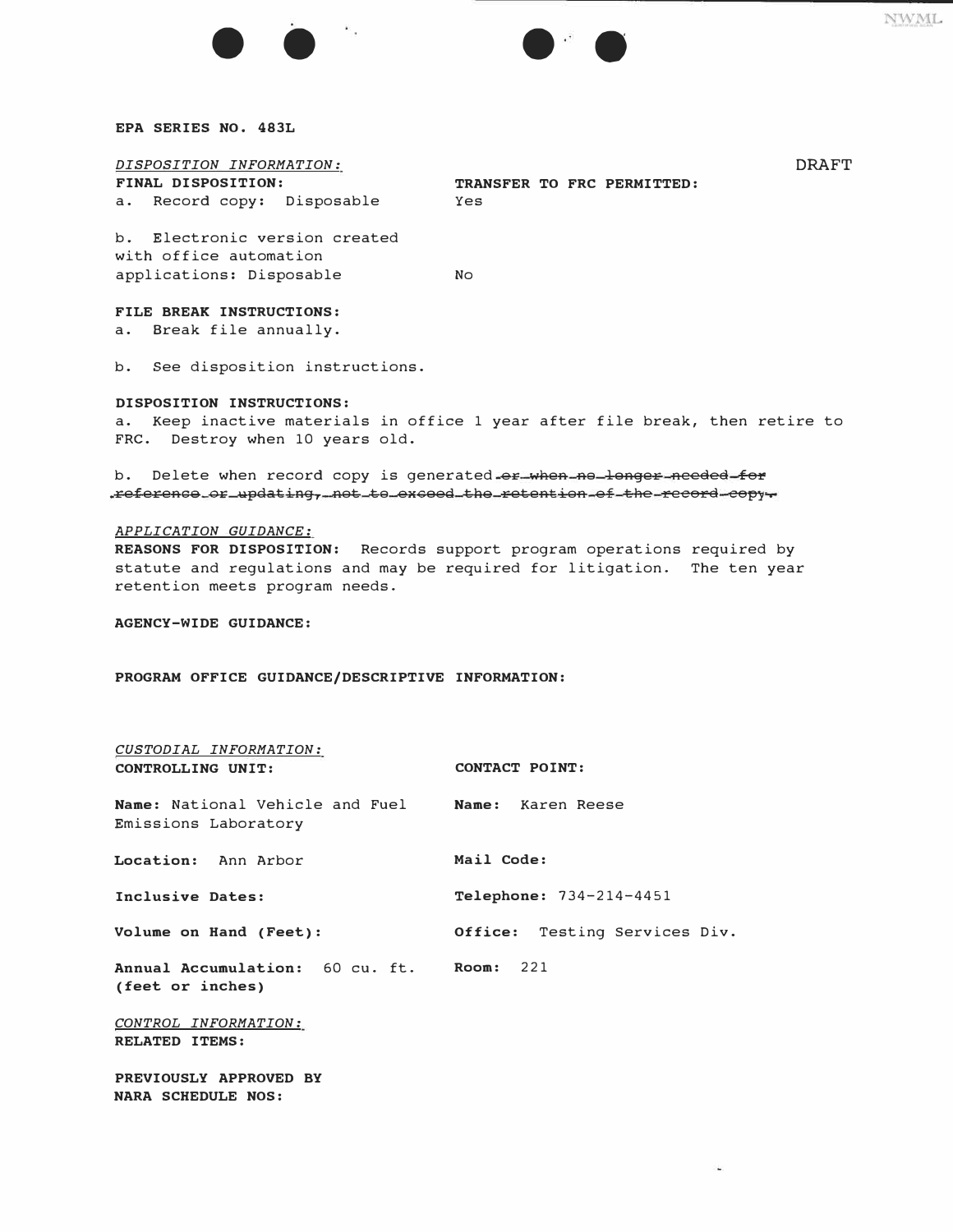**EPA SERIES NO. 483L**

DRAFT

*DISPOSITION INFORMATION:*

| **FINAL DISPOSITION:** | **TRANSFER TO FRC PERMITTED:** |
| --- | --- |
| a. Record copy: Disposable | Yes |
| b. Electronic version created with office automation applications: Disposable | No |

**FILE BREAK INSTRUCTIONS:**
a. Break file annually.

b. See disposition instructions.

**DISPOSITION INSTRUCTIONS:**
a. Keep inactive materials in office 1 year after file break, then retire to FRC. Destroy when 10 years old.

b. Delete when record copy is generated~~ or when no longer needed for reference or updating, not to exceed the retention of the record copy.~~

*APPLICATION GUIDANCE:*
**REASONS FOR DISPOSITION:** Records support program operations required by statute and regulations and may be required for litigation. The ten year retention meets program needs.

**AGENCY-WIDE GUIDANCE:**

**PROGRAM OFFICE GUIDANCE/DESCRIPTIVE INFORMATION:**

*CUSTODIAL INFORMATION:*

| **CONTROLLING UNIT:** | **CONTACT POINT:** |
| --- | --- |
| **Name:** National Vehicle and Fuel Emissions Laboratory | **Name:** Karen Reese |
| **Location:** Ann Arbor | **Mail Code:** |
| **Inclusive Dates:** | **Telephone:** 734-214-4451 |
| **Volume on Hand (Feet):** | **Office:** Testing Services Div. |
| **Annual Accumulation:** 60 cu. ft. (feet or inches) | **Room:** 221 |

*CONTROL INFORMATION:*
**RELATED ITEMS:**

**PREVIOUSLY APPROVED BY NARA SCHEDULE NOS:**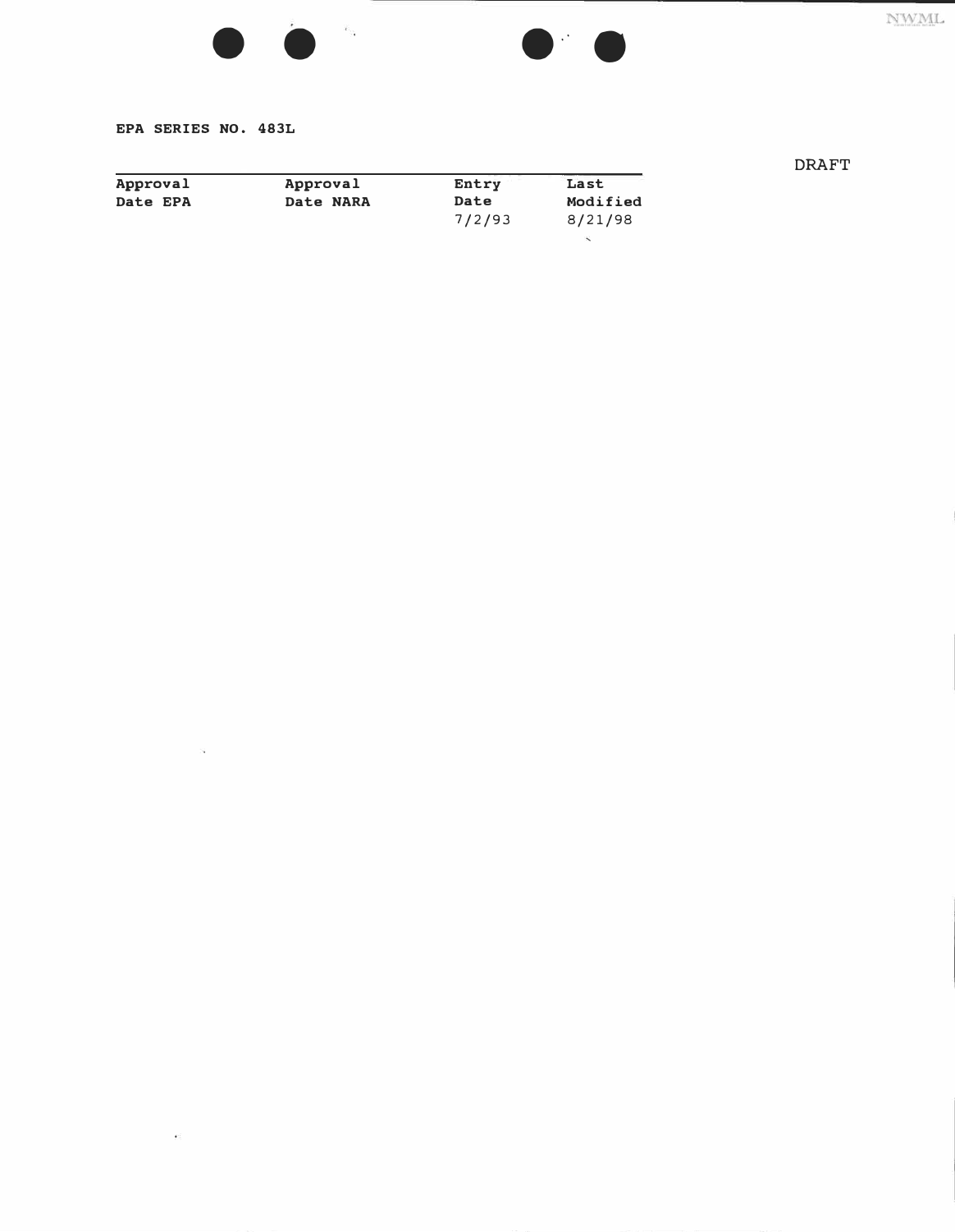**EPA SERIES NO. 483L**

DRAFT

| Approval Date EPA | Approval Date NARA | Entry Date | Last Modified |
|---|---|---|---|
| | | 7/2/93 | 8/21/98 |